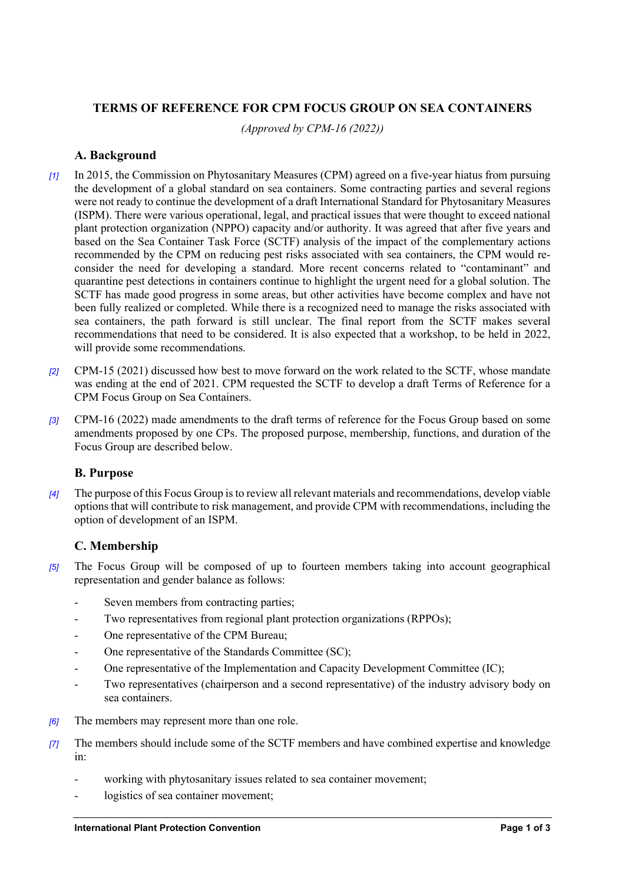# TERMS OF REFERENCE FOR CPM FOCUS GROUP ON SEA CONTAINERS

*(Approved by CPM-16 (2022))*

## A. Background

[1] In 2015, the Commission on Phytosanitary Measures (CPM) agreed on a five-year hiatus from pursuing the development of a global standard on sea containers. Some contracting parties and several regions were not ready to continue the development of a draft International Standard for Phytosanitary Measures (ISPM). There were various operational, legal, and practical issues that were thought to exceed national plant protection organization (NPPO) capacity and/or authority. It was agreed that after five years and based on the Sea Container Task Force (SCTF) analysis of the impact of the complementary actions recommended by the CPM on reducing pest risks associated with sea containers, the CPM would re-consider the need for developing a standard. More recent concerns related to "contaminant" and quarantine pest detections in containers continue to highlight the urgent need for a global solution. The SCTF has made good progress in some areas, but other activities have become complex and have not been fully realized or completed. While there is a recognized need to manage the risks associated with sea containers, the path forward is still unclear. The final report from the SCTF makes several recommendations that need to be considered. It is also expected that a workshop, to be held in 2022, will provide some recommendations.

[2] CPM-15 (2021) discussed how best to move forward on the work related to the SCTF, whose mandate was ending at the end of 2021. CPM requested the SCTF to develop a draft Terms of Reference for a CPM Focus Group on Sea Containers.

[3] CPM-16 (2022) made amendments to the draft terms of reference for the Focus Group based on some amendments proposed by one CPs. The proposed purpose, membership, functions, and duration of the Focus Group are described below.

## B. Purpose

[4] The purpose of this Focus Group is to review all relevant materials and recommendations, develop viable options that will contribute to risk management, and provide CPM with recommendations, including the option of development of an ISPM.

## C. Membership

[5] The Focus Group will be composed of up to fourteen members taking into account geographical representation and gender balance as follows:

- Seven members from contracting parties;
- Two representatives from regional plant protection organizations (RPPOs);
- One representative of the CPM Bureau;
- One representative of the Standards Committee (SC);
- One representative of the Implementation and Capacity Development Committee (IC);
- Two representatives (chairperson and a second representative) of the industry advisory body on sea containers.

[6] The members may represent more than one role.

[7] The members should include some of the SCTF members and have combined expertise and knowledge in:

- working with phytosanitary issues related to sea container movement;
- logistics of sea container movement;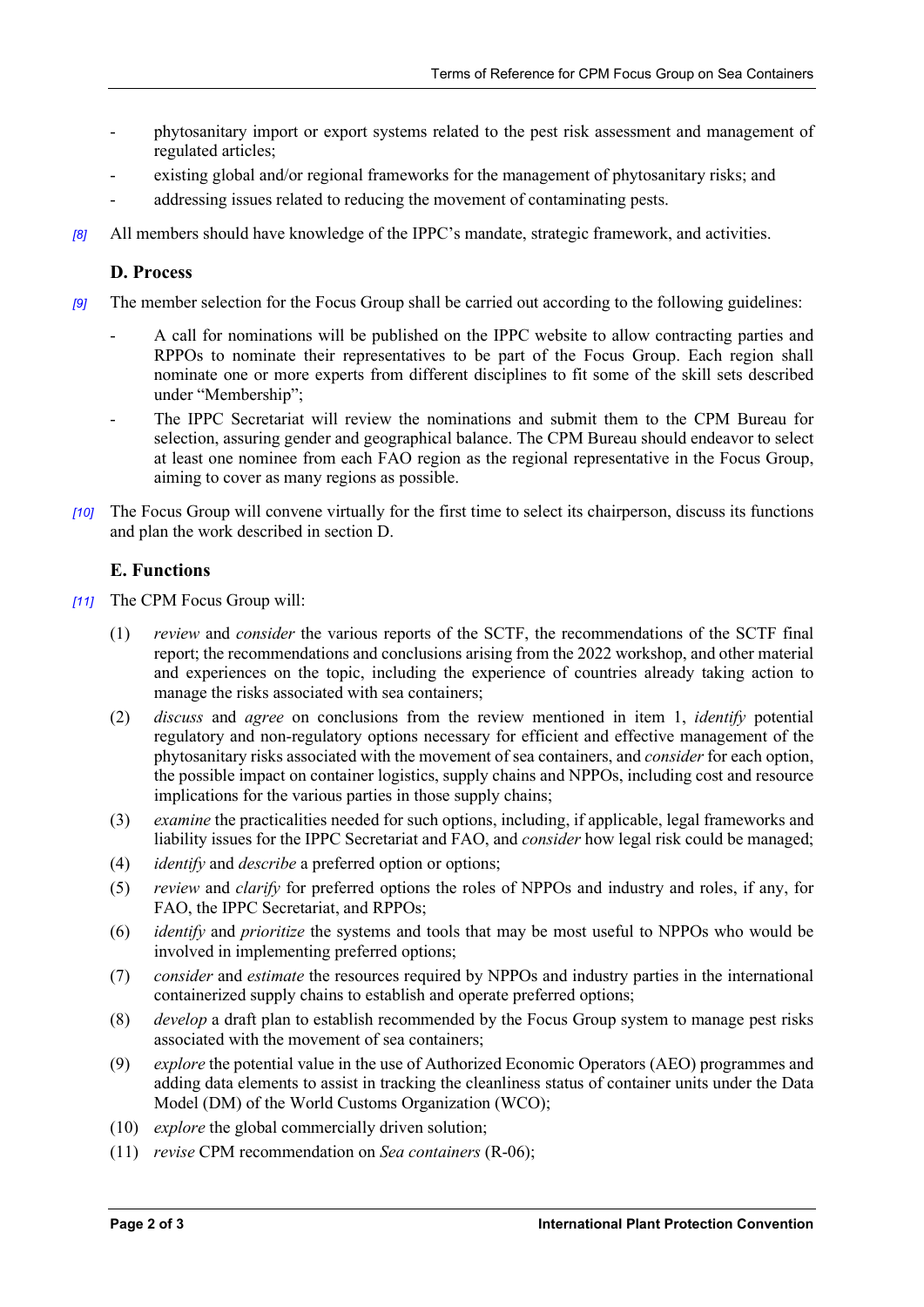- phytosanitary import or export systems related to the pest risk assessment and management of regulated articles;
- existing global and/or regional frameworks for the management of phytosanitary risks; and
- addressing issues related to reducing the movement of contaminating pests.

*[8]* All members should have knowledge of the IPPC's mandate, strategic framework, and activities.

### D. Process

*[9]* The member selection for the Focus Group shall be carried out according to the following guidelines:

- A call for nominations will be published on the IPPC website to allow contracting parties and RPPOs to nominate their representatives to be part of the Focus Group. Each region shall nominate one or more experts from different disciplines to fit some of the skill sets described under "Membership";
- The IPPC Secretariat will review the nominations and submit them to the CPM Bureau for selection, assuring gender and geographical balance. The CPM Bureau should endeavor to select at least one nominee from each FAO region as the regional representative in the Focus Group, aiming to cover as many regions as possible.

*[10]* The Focus Group will convene virtually for the first time to select its chairperson, discuss its functions and plan the work described in section D.

### E. Functions

*[11]* The CPM Focus Group will:

(1) *review* and *consider* the various reports of the SCTF, the recommendations of the SCTF final report; the recommendations and conclusions arising from the 2022 workshop, and other material and experiences on the topic, including the experience of countries already taking action to manage the risks associated with sea containers;

(2) *discuss* and *agree* on conclusions from the review mentioned in item 1, *identify* potential regulatory and non-regulatory options necessary for efficient and effective management of the phytosanitary risks associated with the movement of sea containers, and *consider* for each option, the possible impact on container logistics, supply chains and NPPOs, including cost and resource implications for the various parties in those supply chains;

(3) *examine* the practicalities needed for such options, including, if applicable, legal frameworks and liability issues for the IPPC Secretariat and FAO, and *consider* how legal risk could be managed;

(4) *identify* and *describe* a preferred option or options;

(5) *review* and *clarify* for preferred options the roles of NPPOs and industry and roles, if any, for FAO, the IPPC Secretariat, and RPPOs;

(6) *identify* and *prioritize* the systems and tools that may be most useful to NPPOs who would be involved in implementing preferred options;

(7) *consider* and *estimate* the resources required by NPPOs and industry parties in the international containerized supply chains to establish and operate preferred options;

(8) *develop* a draft plan to establish recommended by the Focus Group system to manage pest risks associated with the movement of sea containers;

(9) *explore* the potential value in the use of Authorized Economic Operators (AEO) programmes and adding data elements to assist in tracking the cleanliness status of container units under the Data Model (DM) of the World Customs Organization (WCO);

(10) *explore* the global commercially driven solution;

(11) *revise* CPM recommendation on *Sea containers* (R-06);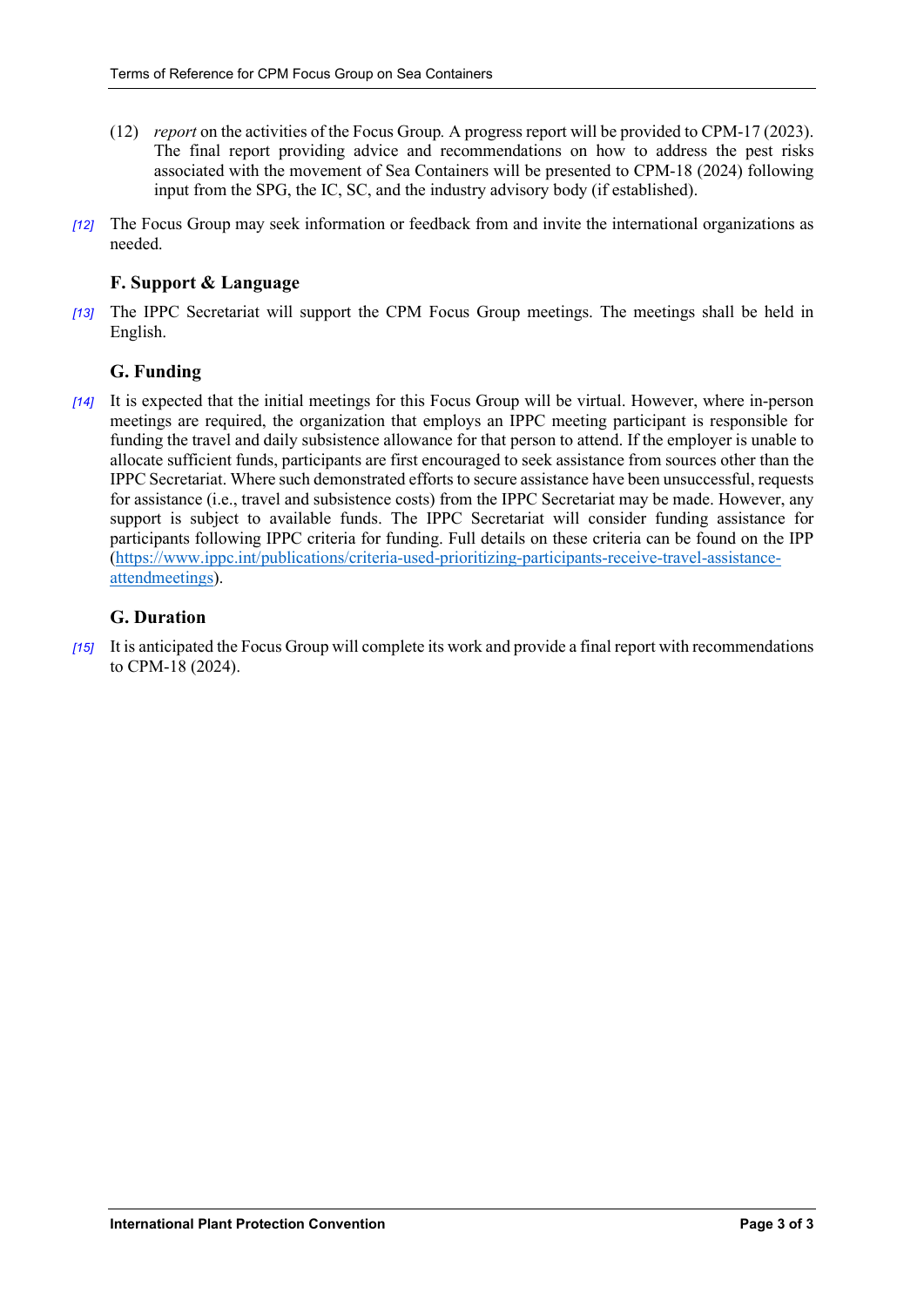(12) *report* on the activities of the Focus Group. A progress report will be provided to CPM-17 (2023). The final report providing advice and recommendations on how to address the pest risks associated with the movement of Sea Containers will be presented to CPM-18 (2024) following input from the SPG, the IC, SC, and the industry advisory body (if established).

*[12]* The Focus Group may seek information or feedback from and invite the international organizations as needed.

### F. Support & Language

*[13]* The IPPC Secretariat will support the CPM Focus Group meetings. The meetings shall be held in English.

### G. Funding

*[14]* It is expected that the initial meetings for this Focus Group will be virtual. However, where in-person meetings are required, the organization that employs an IPPC meeting participant is responsible for funding the travel and daily subsistence allowance for that person to attend. If the employer is unable to allocate sufficient funds, participants are first encouraged to seek assistance from sources other than the IPPC Secretariat. Where such demonstrated efforts to secure assistance have been unsuccessful, requests for assistance (i.e., travel and subsistence costs) from the IPPC Secretariat may be made. However, any support is subject to available funds. The IPPC Secretariat will consider funding assistance for participants following IPPC criteria for funding. Full details on these criteria can be found on the IPP (https://www.ippc.int/publications/criteria-used-prioritizing-participants-receive-travel-assistance-attendmeetings).

### G. Duration

*[15]* It is anticipated the Focus Group will complete its work and provide a final report with recommendations to CPM-18 (2024).